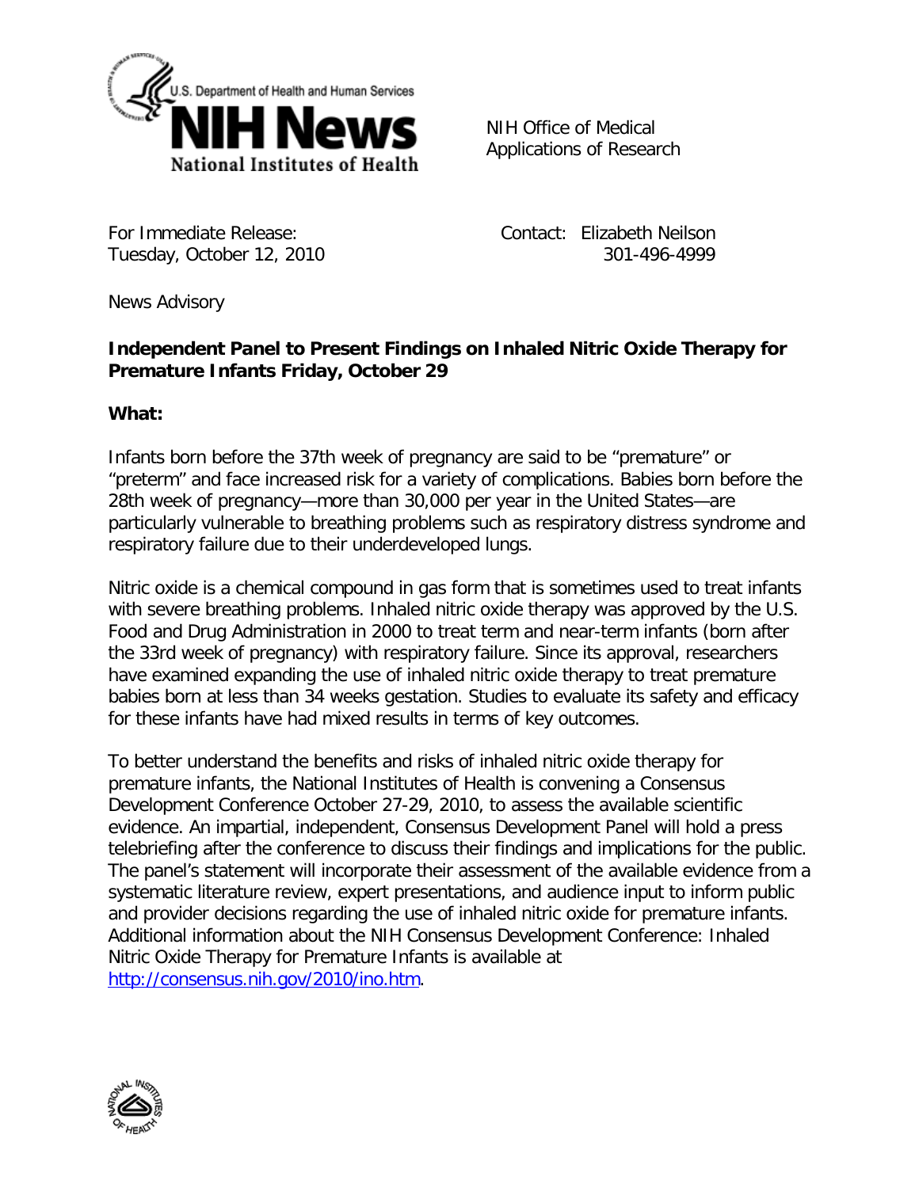NIH News
National Institutes of Health

NIH Office of Medical Applications of Research

For Immediate Release:
Tuesday, October 12, 2010

Contact: Elizabeth Neilson
301-496-4999

News Advisory

**Independent Panel to Present Findings on Inhaled Nitric Oxide Therapy for Premature Infants Friday, October 29**

**What:**

Infants born before the 37th week of pregnancy are said to be "premature" or "preterm" and face increased risk for a variety of complications. Babies born before the 28th week of pregnancy—more than 30,000 per year in the United States—are particularly vulnerable to breathing problems such as respiratory distress syndrome and respiratory failure due to their underdeveloped lungs.

Nitric oxide is a chemical compound in gas form that is sometimes used to treat infants with severe breathing problems. Inhaled nitric oxide therapy was approved by the U.S. Food and Drug Administration in 2000 to treat term and near-term infants (born after the 33rd week of pregnancy) with respiratory failure. Since its approval, researchers have examined expanding the use of inhaled nitric oxide therapy to treat premature babies born at less than 34 weeks gestation. Studies to evaluate its safety and efficacy for these infants have had mixed results in terms of key outcomes.

To better understand the benefits and risks of inhaled nitric oxide therapy for premature infants, the National Institutes of Health is convening a Consensus Development Conference October 27-29, 2010, to assess the available scientific evidence. An impartial, independent, Consensus Development Panel will hold a press telebriefing after the conference to discuss their findings and implications for the public. The panel's statement will incorporate their assessment of the available evidence from a systematic literature review, expert presentations, and audience input to inform public and provider decisions regarding the use of inhaled nitric oxide for premature infants. Additional information about the NIH Consensus Development Conference: Inhaled Nitric Oxide Therapy for Premature Infants is available at http://consensus.nih.gov/2010/ino.htm.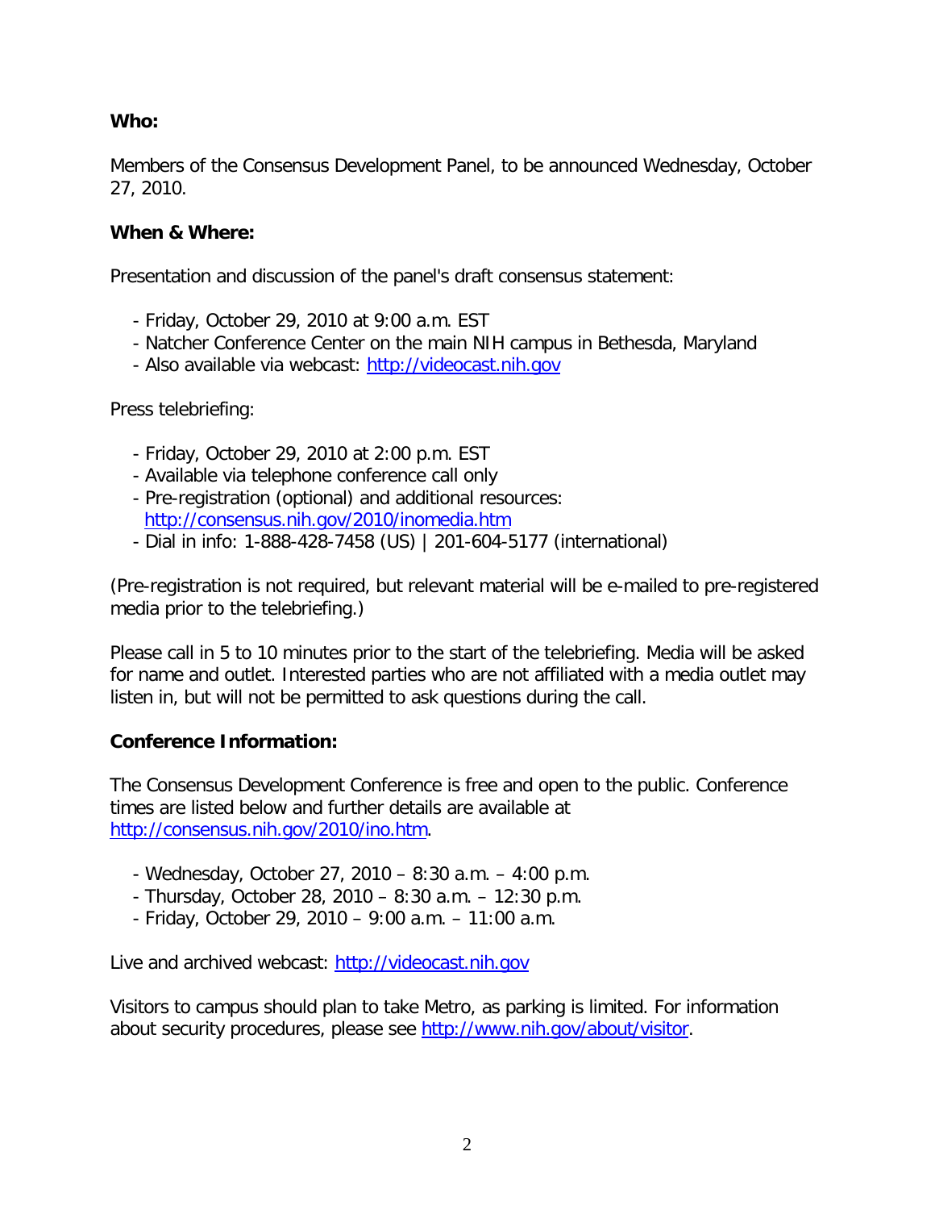**Who:**

Members of the Consensus Development Panel, to be announced Wednesday, October 27, 2010.

**When & Where:**

Presentation and discussion of the panel's draft consensus statement:

- Friday, October 29, 2010 at 9:00 a.m. EST
- Natcher Conference Center on the main NIH campus in Bethesda, Maryland
- Also available via webcast: http://videocast.nih.gov

Press telebriefing:

- Friday, October 29, 2010 at 2:00 p.m. EST
- Available via telephone conference call only
- Pre-registration (optional) and additional resources: http://consensus.nih.gov/2010/inomedia.htm
- Dial in info: 1-888-428-7458 (US) | 201-604-5177 (international)

(Pre-registration is not required, but relevant material will be e-mailed to pre-registered media prior to the telebriefing.)

Please call in 5 to 10 minutes prior to the start of the telebriefing. Media will be asked for name and outlet. Interested parties who are not affiliated with a media outlet may listen in, but will not be permitted to ask questions during the call.

**Conference Information:**

The Consensus Development Conference is free and open to the public. Conference times are listed below and further details are available at http://consensus.nih.gov/2010/ino.htm.

- Wednesday, October 27, 2010 – 8:30 a.m. – 4:00 p.m.
- Thursday, October 28, 2010 – 8:30 a.m. – 12:30 p.m.
- Friday, October 29, 2010 – 9:00 a.m. – 11:00 a.m.

Live and archived webcast: http://videocast.nih.gov

Visitors to campus should plan to take Metro, as parking is limited. For information about security procedures, please see http://www.nih.gov/about/visitor.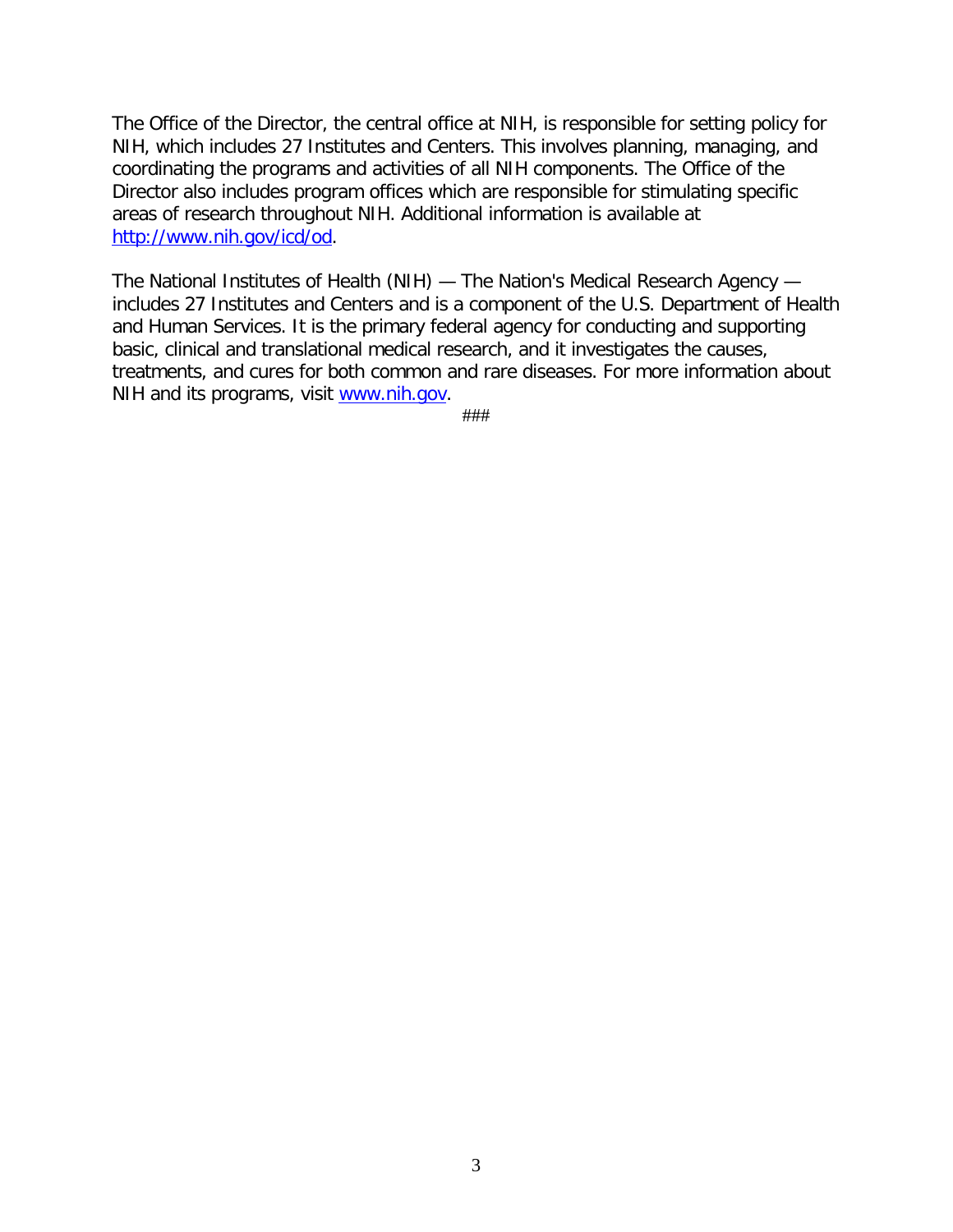The Office of the Director, the central office at NIH, is responsible for setting policy for NIH, which includes 27 Institutes and Centers. This involves planning, managing, and coordinating the programs and activities of all NIH components. The Office of the Director also includes program offices which are responsible for stimulating specific areas of research throughout NIH. Additional information is available at [http://www.nih.gov/icd/od](http://www.nih.gov/icd/od).

The National Institutes of Health (NIH) — The Nation's Medical Research Agency — includes 27 Institutes and Centers and is a component of the U.S. Department of Health and Human Services. It is the primary federal agency for conducting and supporting basic, clinical and translational medical research, and it investigates the causes, treatments, and cures for both common and rare diseases. For more information about NIH and its programs, visit [www.nih.gov](http://www.nih.gov).

###